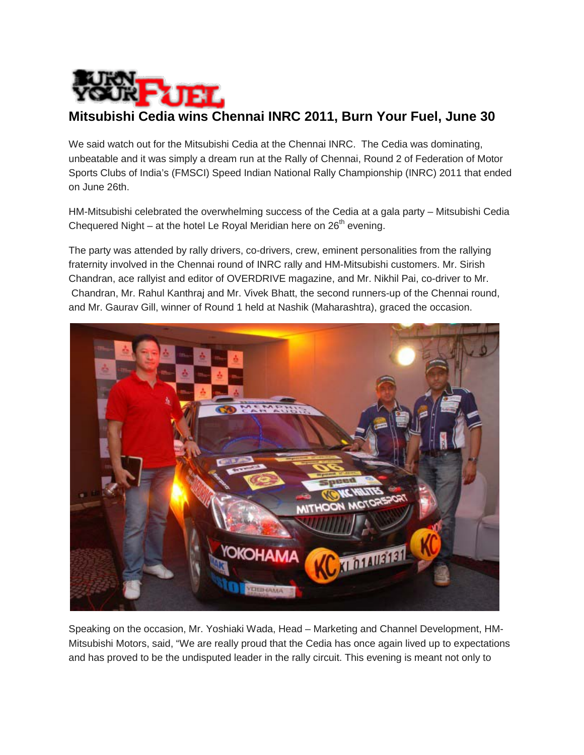# Mitsubishi Cedia wins Chennai INRC 2011, Burn Your Fuel, June 30

We said watch out for the Mitsubishi Cedia at the Chennai INRC. The Cedia was dominating, unbeatable and it was simply a dream run at the Rally of Chennai, Round 2 of Federation of Motor Sports Clubs of India's (FMSCI) Speed Indian National Rally Championship (INRC) 2011 that ended on June 26th.

HM-Mitsubishi celebrated the overwhelming success of the Cedia at a gala party – Mitsubishi Cedia Chequered Night – at the hotel Le Royal Meridian here on 26th evening.

The party was attended by rally drivers, co-drivers, crew, eminent personalities from the rallying fraternity involved in the Chennai round of INRC rally and HM-Mitsubishi customers. Mr. Sirish Chandran, ace rallyist and editor of OVERDRIVE magazine, and Mr. Nikhil Pai, co-driver to Mr. Chandran, Mr. Rahul Kanthraj and Mr. Vivek Bhatt, the second runners-up of the Chennai round, and Mr. Gaurav Gill, winner of Round 1 held at Nashik (Maharashtra), graced the occasion.

Speaking on the occasion, Mr. Yoshiaki Wada, Head – Marketing and Channel Development, HM-Mitsubishi Motors, said, "We are really proud that the Cedia has once again lived up to expectations and has proved to be the undisputed leader in the rally circuit. This evening is meant not only to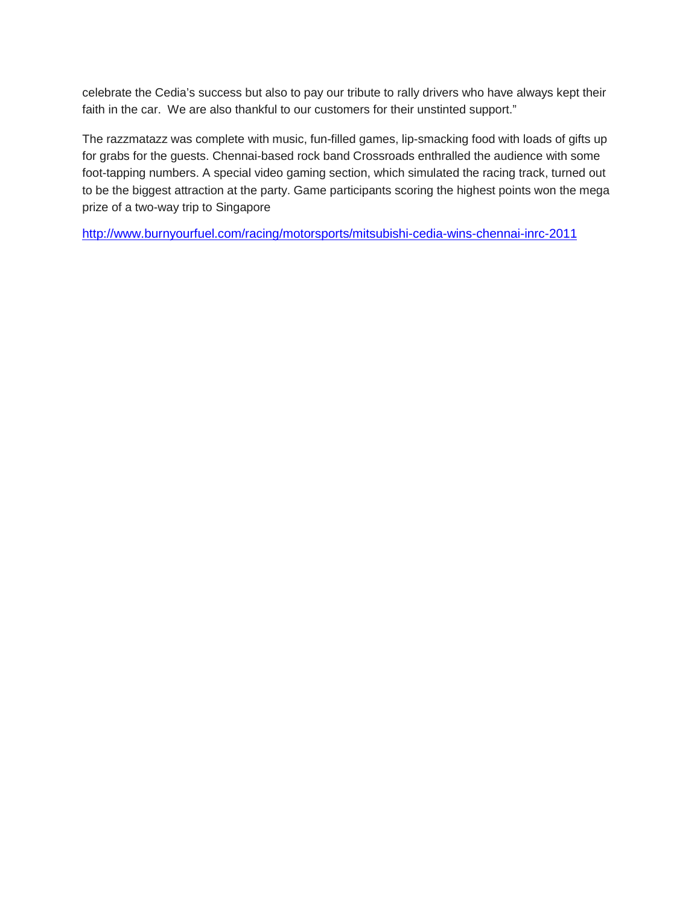celebrate the Cedia's success but also to pay our tribute to rally drivers who have always kept their faith in the car. We are also thankful to our customers for their unstinted support."

The razzmatazz was complete with music, fun-filled games, lip-smacking food with loads of gifts up for grabs for the guests. Chennai-based rock band Crossroads enthralled the audience with some foot-tapping numbers. A special video gaming section, which simulated the racing track, turned out to be the biggest attraction at the party. Game participants scoring the highest points won the mega prize of a two-way trip to Singapore

http://www.burnyourfuel.com/racing/motorsports/mitsubishi-cedia-wins-chennai-inrc-2011